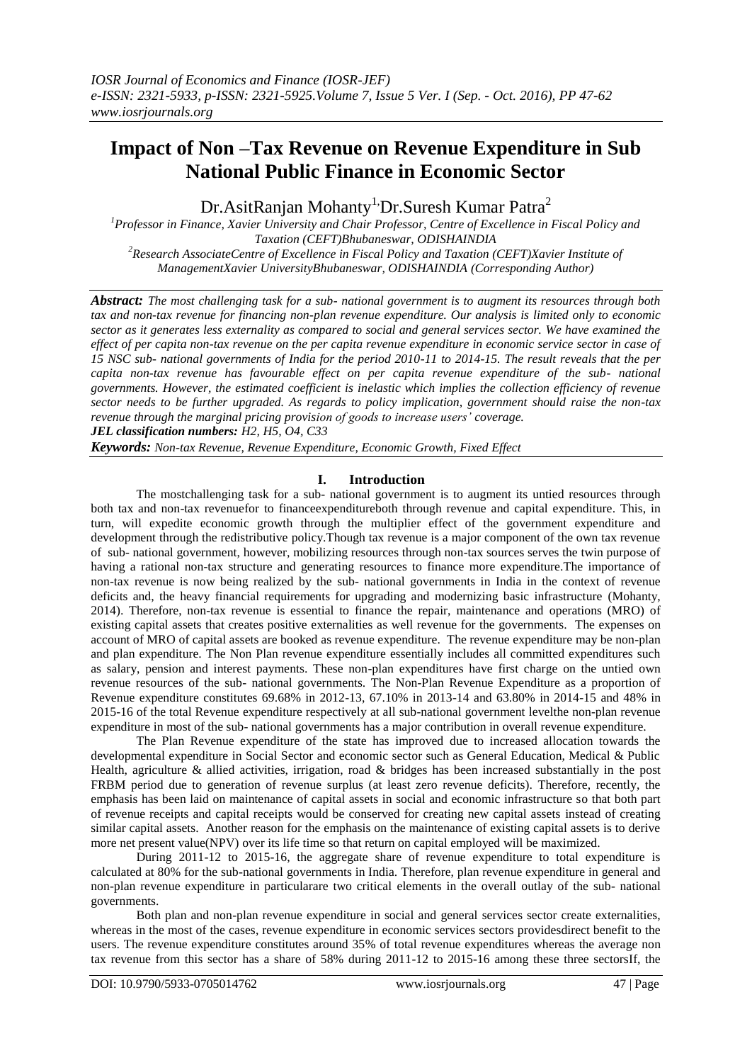# Impact of Non –Tax Revenue on Revenue Expenditure in Sub National Public Finance in Economic Sector

Dr.AsitRanjan Mohanty[1,] Dr.Suresh Kumar Patra[2]

[1]Professor in Finance, Xavier University and Chair Professor, Centre of Excellence in Fiscal Policy and Taxation (CEFT)Bhubaneswar, ODISHAINDIA

[2]Research AssociateCentre of Excellence in Fiscal Policy and Taxation (CEFT)Xavier Institute of ManagementXavier UniversityBhubaneswar, ODISHAINDIA (Corresponding Author)

***Abstract:*** *The most challenging task for a sub- national government is to augment its resources through both tax and non-tax revenue for financing non-plan revenue expenditure. Our analysis is limited only to economic sector as it generates less externality as compared to social and general services sector. We have examined the effect of per capita non-tax revenue on the per capita revenue expenditure in economic service sector in case of 15 NSC sub- national governments of India for the period 2010-11 to 2014-15. The result reveals that the per capita non-tax revenue has favourable effect on per capita revenue expenditure of the sub- national governments. However, the estimated coefficient is inelastic which implies the collection efficiency of revenue sector needs to be further upgraded. As regards to policy implication, government should raise the non-tax revenue through the marginal pricing provision of goods to increase users' coverage.*

***JEL classification numbers:*** *H2, H5, O4, C33*

***Keywords:*** *Non-tax Revenue, Revenue Expenditure, Economic Growth, Fixed Effect*

## I. Introduction

The mostchallenging task for a sub- national government is to augment its untied resources through both tax and non-tax revenuefor to financeexpenditureboth through revenue and capital expenditure. This, in turn, will expedite economic growth through the multiplier effect of the government expenditure and development through the redistributive policy.Though tax revenue is a major component of the own tax revenue of sub- national government, however, mobilizing resources through non-tax sources serves the twin purpose of having a rational non-tax structure and generating resources to finance more expenditure.The importance of non-tax revenue is now being realized by the sub- national governments in India in the context of revenue deficits and, the heavy financial requirements for upgrading and modernizing basic infrastructure (Mohanty, 2014). Therefore, non-tax revenue is essential to finance the repair, maintenance and operations (MRO) of existing capital assets that creates positive externalities as well revenue for the governments. The expenses on account of MRO of capital assets are booked as revenue expenditure. The revenue expenditure may be non-plan and plan expenditure. The Non Plan revenue expenditure essentially includes all committed expenditures such as salary, pension and interest payments. These non-plan expenditures have first charge on the untied own revenue resources of the sub- national governments. The Non-Plan Revenue Expenditure as a proportion of Revenue expenditure constitutes 69.68% in 2012-13, 67.10% in 2013-14 and 63.80% in 2014-15 and 48% in 2015-16 of the total Revenue expenditure respectively at all sub-national government levelthe non-plan revenue expenditure in most of the sub- national governments has a major contribution in overall revenue expenditure.

The Plan Revenue expenditure of the state has improved due to increased allocation towards the developmental expenditure in Social Sector and economic sector such as General Education, Medical & Public Health, agriculture & allied activities, irrigation, road & bridges has been increased substantially in the post FRBM period due to generation of revenue surplus (at least zero revenue deficits). Therefore, recently, the emphasis has been laid on maintenance of capital assets in social and economic infrastructure so that both part of revenue receipts and capital receipts would be conserved for creating new capital assets instead of creating similar capital assets. Another reason for the emphasis on the maintenance of existing capital assets is to derive more net present value(NPV) over its life time so that return on capital employed will be maximized.

During 2011-12 to 2015-16, the aggregate share of revenue expenditure to total expenditure is calculated at 80% for the sub-national governments in India. Therefore, plan revenue expenditure in general and non-plan revenue expenditure in particularare two critical elements in the overall outlay of the sub- national governments.

Both plan and non-plan revenue expenditure in social and general services sector create externalities, whereas in the most of the cases, revenue expenditure in economic services sectors providesdirect benefit to the users. The revenue expenditure constitutes around 35% of total revenue expenditures whereas the average non tax revenue from this sector has a share of 58% during 2011-12 to 2015-16 among these three sectorsIf, the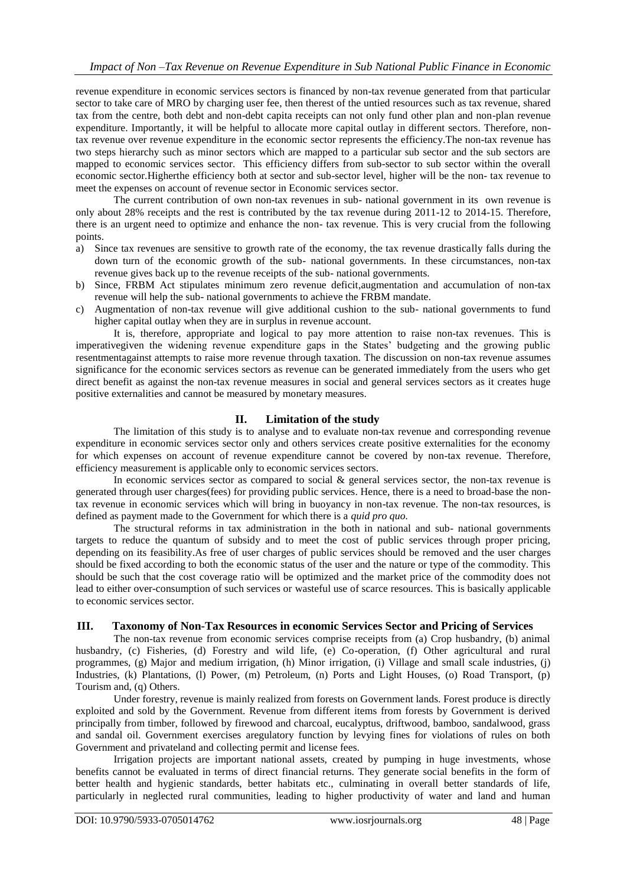revenue expenditure in economic services sectors is financed by non-tax revenue generated from that particular sector to take care of MRO by charging user fee, then therest of the untied resources such as tax revenue, shared tax from the centre, both debt and non-debt capita receipts can not only fund other plan and non-plan revenue expenditure. Importantly, it will be helpful to allocate more capital outlay in different sectors. Therefore, non-tax revenue over revenue expenditure in the economic sector represents the efficiency.The non-tax revenue has two steps hierarchy such as minor sectors which are mapped to a particular sub sector and the sub sectors are mapped to economic services sector. This efficiency differs from sub-sector to sub sector within the overall economic sector.Higherthe efficiency both at sector and sub-sector level, higher will be the non- tax revenue to meet the expenses on account of revenue sector in Economic services sector.

The current contribution of own non-tax revenues in sub- national government in its own revenue is only about 28% receipts and the rest is contributed by the tax revenue during 2011-12 to 2014-15. Therefore, there is an urgent need to optimize and enhance the non- tax revenue. This is very crucial from the following points.

a) Since tax revenues are sensitive to growth rate of the economy, the tax revenue drastically falls during the down turn of the economic growth of the sub- national governments. In these circumstances, non-tax revenue gives back up to the revenue receipts of the sub- national governments.
b) Since, FRBM Act stipulates minimum zero revenue deficit,augmentation and accumulation of non-tax revenue will help the sub- national governments to achieve the FRBM mandate.
c) Augmentation of non-tax revenue will give additional cushion to the sub- national governments to fund higher capital outlay when they are in surplus in revenue account.

It is, therefore, appropriate and logical to pay more attention to raise non-tax revenues. This is imperativegiven the widening revenue expenditure gaps in the States' budgeting and the growing public resentmentagainst attempts to raise more revenue through taxation. The discussion on non-tax revenue assumes significance for the economic services sectors as revenue can be generated immediately from the users who get direct benefit as against the non-tax revenue measures in social and general services sectors as it creates huge positive externalities and cannot be measured by monetary measures.

## II. Limitation of the study

The limitation of this study is to analyse and to evaluate non-tax revenue and corresponding revenue expenditure in economic services sector only and others services create positive externalities for the economy for which expenses on account of revenue expenditure cannot be covered by non-tax revenue. Therefore, efficiency measurement is applicable only to economic services sectors.

In economic services sector as compared to social & general services sector, the non-tax revenue is generated through user charges(fees) for providing public services. Hence, there is a need to broad-base the non-tax revenue in economic services which will bring in buoyancy in non-tax revenue. The non-tax resources, is defined as payment made to the Government for which there is a *quid pro quo.*

The structural reforms in tax administration in the both in national and sub- national governments targets to reduce the quantum of subsidy and to meet the cost of public services through proper pricing, depending on its feasibility.As free of user charges of public services should be removed and the user charges should be fixed according to both the economic status of the user and the nature or type of the commodity. This should be such that the cost coverage ratio will be optimized and the market price of the commodity does not lead to either over-consumption of such services or wasteful use of scarce resources. This is basically applicable to economic services sector.

## III. Taxonomy of Non-Tax Resources in economic Services Sector and Pricing of Services

The non-tax revenue from economic services comprise receipts from (a) Crop husbandry, (b) animal husbandry, (c) Fisheries, (d) Forestry and wild life, (e) Co-operation, (f) Other agricultural and rural programmes, (g) Major and medium irrigation, (h) Minor irrigation, (i) Village and small scale industries, (j) Industries, (k) Plantations, (l) Power, (m) Petroleum, (n) Ports and Light Houses, (o) Road Transport, (p) Tourism and, (q) Others.

Under forestry, revenue is mainly realized from forests on Government lands. Forest produce is directly exploited and sold by the Government. Revenue from different items from forests by Government is derived principally from timber, followed by firewood and charcoal, eucalyptus, driftwood, bamboo, sandalwood, grass and sandal oil. Government exercises aregulatory function by levying fines for violations of rules on both Government and privateland and collecting permit and license fees.

Irrigation projects are important national assets, created by pumping in huge investments, whose benefits cannot be evaluated in terms of direct financial returns. They generate social benefits in the form of better health and hygienic standards, better habitats etc., culminating in overall better standards of life, particularly in neglected rural communities, leading to higher productivity of water and land and human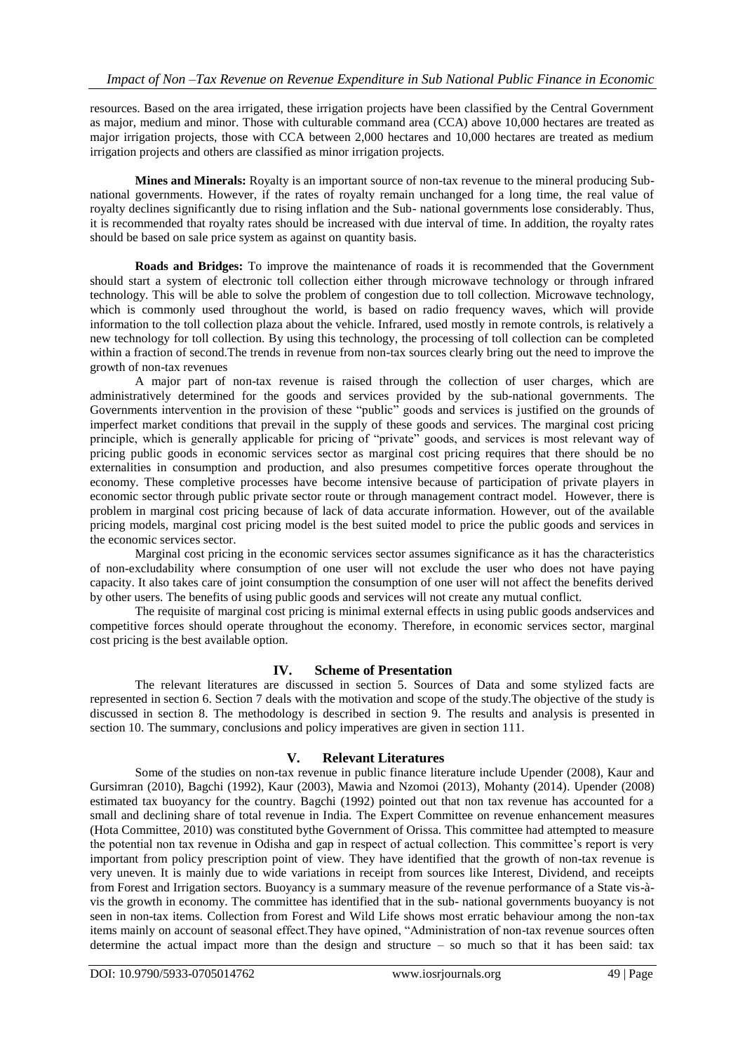resources. Based on the area irrigated, these irrigation projects have been classified by the Central Government as major, medium and minor. Those with culturable command area (CCA) above 10,000 hectares are treated as major irrigation projects, those with CCA between 2,000 hectares and 10,000 hectares are treated as medium irrigation projects and others are classified as minor irrigation projects.

**Mines and Minerals:** Royalty is an important source of non-tax revenue to the mineral producing Sub-national governments. However, if the rates of royalty remain unchanged for a long time, the real value of royalty declines significantly due to rising inflation and the Sub- national governments lose considerably. Thus, it is recommended that royalty rates should be increased with due interval of time. In addition, the royalty rates should be based on sale price system as against on quantity basis.

**Roads and Bridges:** To improve the maintenance of roads it is recommended that the Government should start a system of electronic toll collection either through microwave technology or through infrared technology. This will be able to solve the problem of congestion due to toll collection. Microwave technology, which is commonly used throughout the world, is based on radio frequency waves, which will provide information to the toll collection plaza about the vehicle. Infrared, used mostly in remote controls, is relatively a new technology for toll collection. By using this technology, the processing of toll collection can be completed within a fraction of second.The trends in revenue from non-tax sources clearly bring out the need to improve the growth of non-tax revenues

A major part of non-tax revenue is raised through the collection of user charges, which are administratively determined for the goods and services provided by the sub-national governments. The Governments intervention in the provision of these "public" goods and services is justified on the grounds of imperfect market conditions that prevail in the supply of these goods and services. The marginal cost pricing principle, which is generally applicable for pricing of "private" goods, and services is most relevant way of pricing public goods in economic services sector as marginal cost pricing requires that there should be no externalities in consumption and production, and also presumes competitive forces operate throughout the economy. These completive processes have become intensive because of participation of private players in economic sector through public private sector route or through management contract model. However, there is problem in marginal cost pricing because of lack of data accurate information. However, out of the available pricing models, marginal cost pricing model is the best suited model to price the public goods and services in the economic services sector.

Marginal cost pricing in the economic services sector assumes significance as it has the characteristics of non-excludability where consumption of one user will not exclude the user who does not have paying capacity. It also takes care of joint consumption the consumption of one user will not affect the benefits derived by other users. The benefits of using public goods and services will not create any mutual conflict.

The requisite of marginal cost pricing is minimal external effects in using public goods andservices and competitive forces should operate throughout the economy. Therefore, in economic services sector, marginal cost pricing is the best available option.

## IV. Scheme of Presentation

The relevant literatures are discussed in section 5. Sources of Data and some stylized facts are represented in section 6. Section 7 deals with the motivation and scope of the study.The objective of the study is discussed in section 8. The methodology is described in section 9. The results and analysis is presented in section 10. The summary, conclusions and policy imperatives are given in section 111.

## V. Relevant Literatures

Some of the studies on non-tax revenue in public finance literature include Upender (2008), Kaur and Gursimran (2010), Bagchi (1992), Kaur (2003), Mawia and Nzomoi (2013), Mohanty (2014). Upender (2008) estimated tax buoyancy for the country. Bagchi (1992) pointed out that non tax revenue has accounted for a small and declining share of total revenue in India. The Expert Committee on revenue enhancement measures (Hota Committee, 2010) was constituted bythe Government of Orissa. This committee had attempted to measure the potential non tax revenue in Odisha and gap in respect of actual collection. This committee's report is very important from policy prescription point of view. They have identified that the growth of non-tax revenue is very uneven. It is mainly due to wide variations in receipt from sources like Interest, Dividend, and receipts from Forest and Irrigation sectors. Buoyancy is a summary measure of the revenue performance of a State vis-à-vis the growth in economy. The committee has identified that in the sub- national governments buoyancy is not seen in non-tax items. Collection from Forest and Wild Life shows most erratic behaviour among the non-tax items mainly on account of seasonal effect.They have opined, "Administration of non-tax revenue sources often determine the actual impact more than the design and structure – so much so that it has been said: tax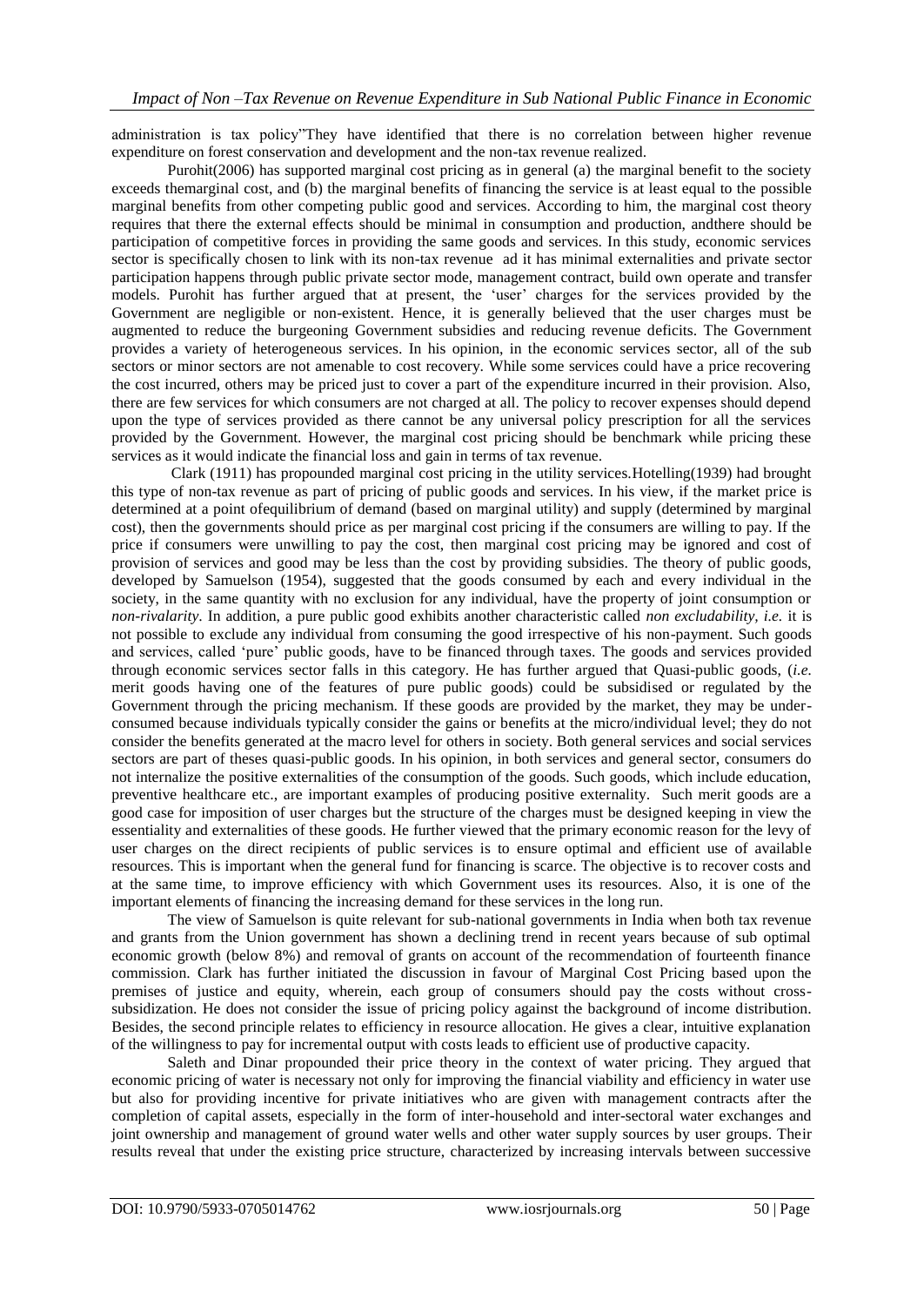administration is tax policy"They have identified that there is no correlation between higher revenue expenditure on forest conservation and development and the non-tax revenue realized.

Purohit(2006) has supported marginal cost pricing as in general (a) the marginal benefit to the society exceeds themarginal cost, and (b) the marginal benefits of financing the service is at least equal to the possible marginal benefits from other competing public good and services. According to him, the marginal cost theory requires that there the external effects should be minimal in consumption and production, andthere should be participation of competitive forces in providing the same goods and services. In this study, economic services sector is specifically chosen to link with its non-tax revenue ad it has minimal externalities and private sector participation happens through public private sector mode, management contract, build own operate and transfer models. Purohit has further argued that at present, the 'user' charges for the services provided by the Government are negligible or non-existent. Hence, it is generally believed that the user charges must be augmented to reduce the burgeoning Government subsidies and reducing revenue deficits. The Government provides a variety of heterogeneous services. In his opinion, in the economic services sector, all of the sub sectors or minor sectors are not amenable to cost recovery. While some services could have a price recovering the cost incurred, others may be priced just to cover a part of the expenditure incurred in their provision. Also, there are few services for which consumers are not charged at all. The policy to recover expenses should depend upon the type of services provided as there cannot be any universal policy prescription for all the services provided by the Government. However, the marginal cost pricing should be benchmark while pricing these services as it would indicate the financial loss and gain in terms of tax revenue.

Clark (1911) has propounded marginal cost pricing in the utility services.Hotelling(1939) had brought this type of non-tax revenue as part of pricing of public goods and services. In his view, if the market price is determined at a point ofequilibrium of demand (based on marginal utility) and supply (determined by marginal cost), then the governments should price as per marginal cost pricing if the consumers are willing to pay. If the price if consumers were unwilling to pay the cost, then marginal cost pricing may be ignored and cost of provision of services and good may be less than the cost by providing subsidies. The theory of public goods, developed by Samuelson (1954), suggested that the goods consumed by each and every individual in the society, in the same quantity with no exclusion for any individual, have the property of joint consumption or *non-rivalarity*. In addition, a pure public good exhibits another characteristic called *non excludability, i.e.* it is not possible to exclude any individual from consuming the good irrespective of his non-payment. Such goods and services, called 'pure' public goods, have to be financed through taxes. The goods and services provided through economic services sector falls in this category. He has further argued that Quasi-public goods, (*i.e.* merit goods having one of the features of pure public goods) could be subsidised or regulated by the Government through the pricing mechanism. If these goods are provided by the market, they may be under-consumed because individuals typically consider the gains or benefits at the micro/individual level; they do not consider the benefits generated at the macro level for others in society. Both general services and social services sectors are part of theses quasi-public goods. In his opinion, in both services and general sector, consumers do not internalize the positive externalities of the consumption of the goods. Such goods, which include education, preventive healthcare etc., are important examples of producing positive externality. Such merit goods are a good case for imposition of user charges but the structure of the charges must be designed keeping in view the essentiality and externalities of these goods. He further viewed that the primary economic reason for the levy of user charges on the direct recipients of public services is to ensure optimal and efficient use of available resources. This is important when the general fund for financing is scarce. The objective is to recover costs and at the same time, to improve efficiency with which Government uses its resources. Also, it is one of the important elements of financing the increasing demand for these services in the long run.

The view of Samuelson is quite relevant for sub-national governments in India when both tax revenue and grants from the Union government has shown a declining trend in recent years because of sub optimal economic growth (below 8%) and removal of grants on account of the recommendation of fourteenth finance commission. Clark has further initiated the discussion in favour of Marginal Cost Pricing based upon the premises of justice and equity, wherein, each group of consumers should pay the costs without cross-subsidization. He does not consider the issue of pricing policy against the background of income distribution. Besides, the second principle relates to efficiency in resource allocation. He gives a clear, intuitive explanation of the willingness to pay for incremental output with costs leads to efficient use of productive capacity.

Saleth and Dinar propounded their price theory in the context of water pricing. They argued that economic pricing of water is necessary not only for improving the financial viability and efficiency in water use but also for providing incentive for private initiatives who are given with management contracts after the completion of capital assets, especially in the form of inter-household and inter-sectoral water exchanges and joint ownership and management of ground water wells and other water supply sources by user groups. Their results reveal that under the existing price structure, characterized by increasing intervals between successive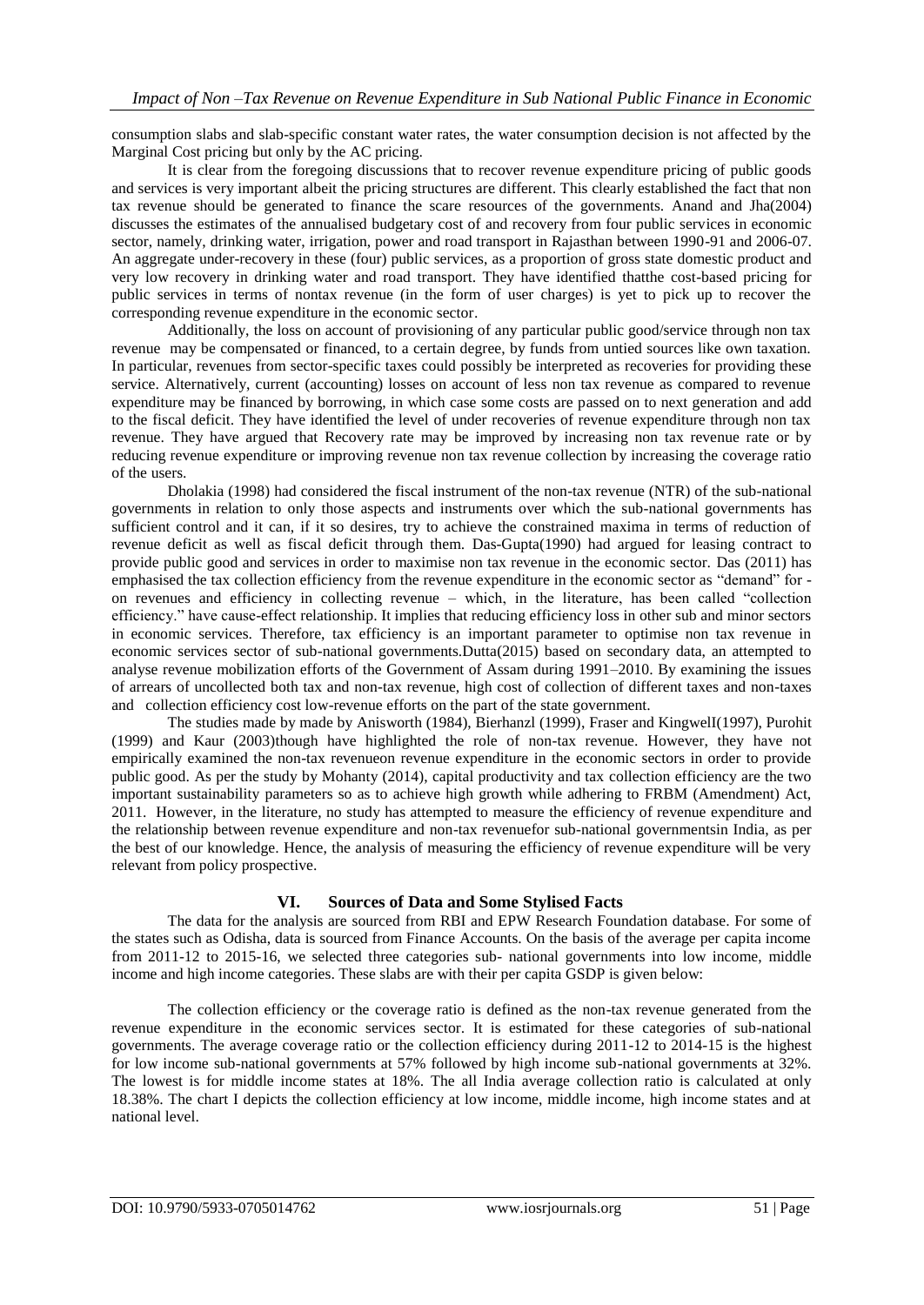consumption slabs and slab-specific constant water rates, the water consumption decision is not affected by the Marginal Cost pricing but only by the AC pricing.

It is clear from the foregoing discussions that to recover revenue expenditure pricing of public goods and services is very important albeit the pricing structures are different. This clearly established the fact that non tax revenue should be generated to finance the scare resources of the governments. Anand and Jha(2004) discusses the estimates of the annualised budgetary cost of and recovery from four public services in economic sector, namely, drinking water, irrigation, power and road transport in Rajasthan between 1990-91 and 2006-07. An aggregate under-recovery in these (four) public services, as a proportion of gross state domestic product and very low recovery in drinking water and road transport. They have identified thatthe cost-based pricing for public services in terms of nontax revenue (in the form of user charges) is yet to pick up to recover the corresponding revenue expenditure in the economic sector.

Additionally, the loss on account of provisioning of any particular public good/service through non tax revenue may be compensated or financed, to a certain degree, by funds from untied sources like own taxation. In particular, revenues from sector-specific taxes could possibly be interpreted as recoveries for providing these service. Alternatively, current (accounting) losses on account of less non tax revenue as compared to revenue expenditure may be financed by borrowing, in which case some costs are passed on to next generation and add to the fiscal deficit. They have identified the level of under recoveries of revenue expenditure through non tax revenue. They have argued that Recovery rate may be improved by increasing non tax revenue rate or by reducing revenue expenditure or improving revenue non tax revenue collection by increasing the coverage ratio of the users.

Dholakia (1998) had considered the fiscal instrument of the non-tax revenue (NTR) of the sub-national governments in relation to only those aspects and instruments over which the sub-national governments has sufficient control and it can, if it so desires, try to achieve the constrained maxima in terms of reduction of revenue deficit as well as fiscal deficit through them. Das-Gupta(1990) had argued for leasing contract to provide public good and services in order to maximise non tax revenue in the economic sector. Das (2011) has emphasised the tax collection efficiency from the revenue expenditure in the economic sector as "demand" for - on revenues and efficiency in collecting revenue – which, in the literature, has been called "collection efficiency." have cause-effect relationship. It implies that reducing efficiency loss in other sub and minor sectors in economic services. Therefore, tax efficiency is an important parameter to optimise non tax revenue in economic services sector of sub-national governments.Dutta(2015) based on secondary data, an attempted to analyse revenue mobilization efforts of the Government of Assam during 1991–2010. By examining the issues of arrears of uncollected both tax and non-tax revenue, high cost of collection of different taxes and non-taxes and collection efficiency cost low-revenue efforts on the part of the state government.

The studies made by made by Anisworth (1984), Bierhanzl (1999), Fraser and KingwelI(1997), Purohit (1999) and Kaur (2003)though have highlighted the role of non-tax revenue. However, they have not empirically examined the non-tax revenueon revenue expenditure in the economic sectors in order to provide public good. As per the study by Mohanty (2014), capital productivity and tax collection efficiency are the two important sustainability parameters so as to achieve high growth while adhering to FRBM (Amendment) Act, 2011. However, in the literature, no study has attempted to measure the efficiency of revenue expenditure and the relationship between revenue expenditure and non-tax revenuefor sub-national governmentsin India, as per the best of our knowledge. Hence, the analysis of measuring the efficiency of revenue expenditure will be very relevant from policy prospective.

## VI. Sources of Data and Some Stylised Facts

The data for the analysis are sourced from RBI and EPW Research Foundation database. For some of the states such as Odisha, data is sourced from Finance Accounts. On the basis of the average per capita income from 2011-12 to 2015-16, we selected three categories sub- national governments into low income, middle income and high income categories. These slabs are with their per capita GSDP is given below:

The collection efficiency or the coverage ratio is defined as the non-tax revenue generated from the revenue expenditure in the economic services sector. It is estimated for these categories of sub-national governments. The average coverage ratio or the collection efficiency during 2011-12 to 2014-15 is the highest for low income sub-national governments at 57% followed by high income sub-national governments at 32%. The lowest is for middle income states at 18%. The all India average collection ratio is calculated at only 18.38%. The chart I depicts the collection efficiency at low income, middle income, high income states and at national level.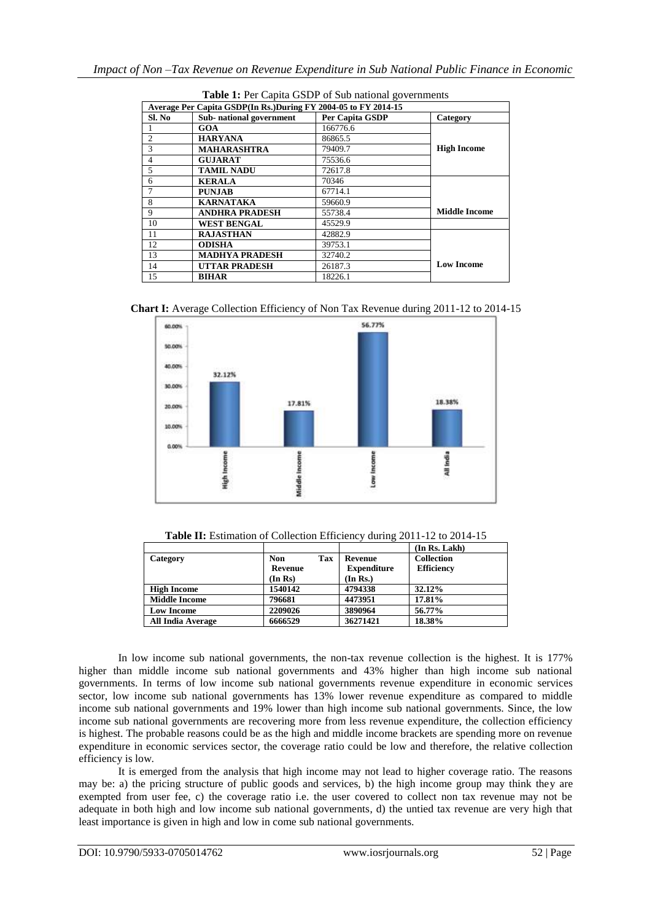**Table 1:** Per Capita GSDP of Sub national governments

| Average Per Capita GSDP(In Rs.)During FY 2004-05 to FY 2014-15 | | | |
|---|---|---|---|
| **Sl. No** | **Sub- national government** | **Per Capita GSDP** | **Category** |
| 1 | **GOA** | 166776.6 | **High Income** |
| 2 | **HARYANA** | 86865.5 | |
| 3 | **MAHARASHTRA** | 79409.7 | |
| 4 | **GUJARAT** | 75536.6 | |
| 5 | **TAMIL NADU** | 72617.8 | |
| 6 | **KERALA** | 70346 | **Middle Income** |
| 7 | **PUNJAB** | 67714.1 | |
| 8 | **KARNATAKA** | 59660.9 | |
| 9 | **ANDHRA PRADESH** | 55738.4 | |
| 10 | **WEST BENGAL** | 45529.9 | |
| 11 | **RAJASTHAN** | 42882.9 | **Low Income** |
| 12 | **ODISHA** | 39753.1 | |
| 13 | **MADHYA PRADESH** | 32740.2 | |
| 14 | **UTTAR PRADESH** | 26187.3 | |
| 15 | **BIHAR** | 18226.1 | |

**Chart I:** Average Collection Efficiency of Non Tax Revenue during 2011-12 to 2014-15

| Category | Collection Efficiency |
|---|---|
| High Income | 32.12% |
| Middle Income | 17.81% |
| Low Income | 56.77% |
| All India | 18.38% |

**Table II:** Estimation of Collection Efficiency during 2011-12 to 2014-15

| | | | (In Rs. Lakh) |
|---|---|---|---|
| **Category** | **Non Tax Revenue (In Rs)** | **Revenue Expenditure (In Rs.)** | **Collection Efficiency** |
| **High Income** | **1540142** | **4794338** | **32.12%** |
| **Middle Income** | **796681** | **4473951** | **17.81%** |
| **Low Income** | **2209026** | **3890964** | **56.77%** |
| **All India Average** | **6666529** | **36271421** | **18.38%** |

In low income sub national governments, the non-tax revenue collection is the highest. It is 177% higher than middle income sub national governments and 43% higher than high income sub national governments. In terms of low income sub national governments revenue expenditure in economic services sector, low income sub national governments has 13% lower revenue expenditure as compared to middle income sub national governments and 19% lower than high income sub national governments. Since, the low income sub national governments are recovering more from less revenue expenditure, the collection efficiency is highest. The probable reasons could be as the high and middle income brackets are spending more on revenue expenditure in economic services sector, the coverage ratio could be low and therefore, the relative collection efficiency is low.

It is emerged from the analysis that high income may not lead to higher coverage ratio. The reasons may be: a) the pricing structure of public goods and services, b) the high income group may think they are exempted from user fee, c) the coverage ratio i.e. the user covered to collect non tax revenue may not be adequate in both high and low income sub national governments, d) the untied tax revenue are very high that least importance is given in high and low in come sub national governments.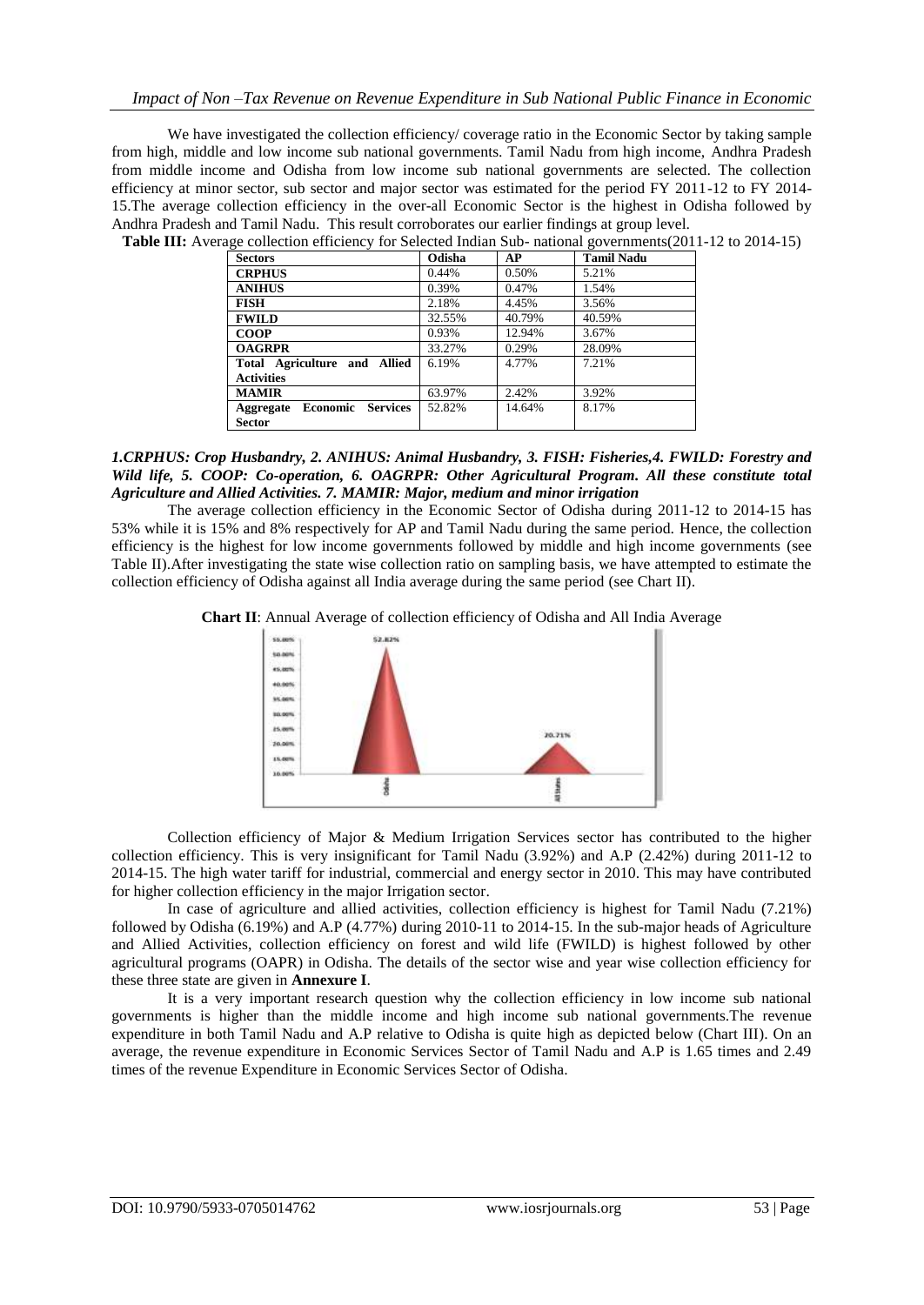We have investigated the collection efficiency/ coverage ratio in the Economic Sector by taking sample from high, middle and low income sub national governments. Tamil Nadu from high income, Andhra Pradesh from middle income and Odisha from low income sub national governments are selected. The collection efficiency at minor sector, sub sector and major sector was estimated for the period FY 2011-12 to FY 2014-15.The average collection efficiency in the over-all Economic Sector is the highest in Odisha followed by Andhra Pradesh and Tamil Nadu. This result corroborates our earlier findings at group level.

**Table III:** Average collection efficiency for Selected Indian Sub- national governments(2011-12 to 2014-15)

| Sectors | Odisha | AP | Tamil Nadu |
|---|---|---|---|
| **CRPHUS** | 0.44% | 0.50% | 5.21% |
| **ANIHUS** | 0.39% | 0.47% | 1.54% |
| **FISH** | 2.18% | 4.45% | 3.56% |
| **FWILD** | 32.55% | 40.79% | 40.59% |
| **COOP** | 0.93% | 12.94% | 3.67% |
| **OAGRPR** | 33.27% | 0.29% | 28.09% |
| **Total Agriculture and Allied Activities** | 6.19% | 4.77% | 7.21% |
| **MAMIR** | 63.97% | 2.42% | 3.92% |
| **Aggregate Economic Services Sector** | 52.82% | 14.64% | 8.17% |

***1.CRPHUS: Crop Husbandry, 2. ANIHUS: Animal Husbandry, 3. FISH: Fisheries,4. FWILD: Forestry and Wild life, 5. COOP: Co-operation, 6. OAGRPR: Other Agricultural Program. All these constitute total Agriculture and Allied Activities. 7. MAMIR: Major, medium and minor irrigation***

The average collection efficiency in the Economic Sector of Odisha during 2011-12 to 2014-15 has 53% while it is 15% and 8% respectively for AP and Tamil Nadu during the same period. Hence, the collection efficiency is the highest for low income governments followed by middle and high income governments (see Table II).After investigating the state wise collection ratio on sampling basis, we have attempted to estimate the collection efficiency of Odisha against all India average during the same period (see Chart II).

**Chart II**: Annual Average of collection efficiency of Odisha and All India Average

Collection efficiency of Major & Medium Irrigation Services sector has contributed to the higher collection efficiency. This is very insignificant for Tamil Nadu (3.92%) and A.P (2.42%) during 2011-12 to 2014-15. The high water tariff for industrial, commercial and energy sector in 2010. This may have contributed for higher collection efficiency in the major Irrigation sector.

In case of agriculture and allied activities, collection efficiency is highest for Tamil Nadu (7.21%) followed by Odisha (6.19%) and A.P (4.77%) during 2010-11 to 2014-15. In the sub-major heads of Agriculture and Allied Activities, collection efficiency on forest and wild life (FWILD) is highest followed by other agricultural programs (OAPR) in Odisha. The details of the sector wise and year wise collection efficiency for these three state are given in **Annexure I**.

It is a very important research question why the collection efficiency in low income sub national governments is higher than the middle income and high income sub national governments.The revenue expenditure in both Tamil Nadu and A.P relative to Odisha is quite high as depicted below (Chart III). On an average, the revenue expenditure in Economic Services Sector of Tamil Nadu and A.P is 1.65 times and 2.49 times of the revenue Expenditure in Economic Services Sector of Odisha.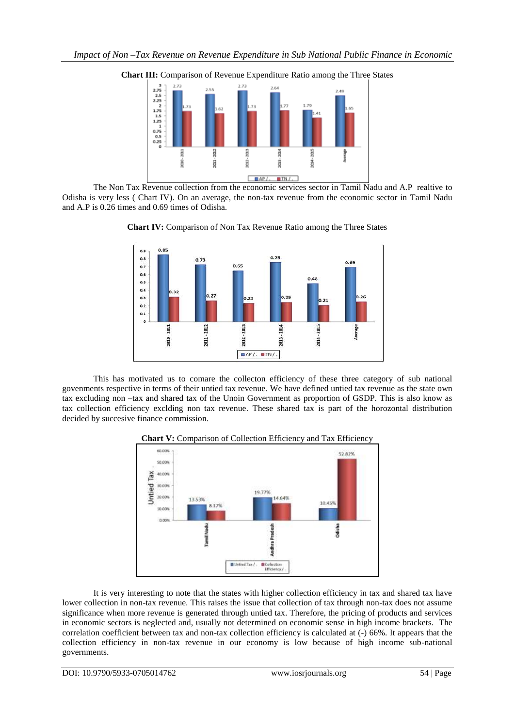**Chart III:** Comparison of Revenue Expenditure Ratio among the Three States

The Non Tax Revenue collection from the economic services sector in Tamil Nadu and A.P realtive to Odisha is very less ( Chart IV). On an average, the non-tax revenue from the economic sector in Tamil Nadu and A.P is 0.26 times and 0.69 times of Odisha.

**Chart IV:** Comparison of Non Tax Revenue Ratio among the Three States

This has motivated us to comare the collecton efficiency of these three category of sub national govenments respective in terms of their untied tax revenue. We have defined untied tax revenue as the state own tax excluding non –tax and shared tax of the Unoin Government as proportion of GSDP. This is also know as tax collection efficiency exclding non tax revenue. These shared tax is part of the horozontal distribution decided by succesive finance commission.

**Chart V:** Comparison of Collection Efficiency and Tax Efficiency

It is very interesting to note that the states with higher collection efficiency in tax and shared tax have lower collection in non-tax revenue. This raises the issue that collection of tax through non-tax does not assume significance when more revenue is generated through untied tax. Therefore, the pricing of products and services in economic sectors is neglected and, usually not determined on economic sense in high income brackets. The correlation coefficient between tax and non-tax collection efficiency is calculated at (-) 66%. It appears that the collection efficiency in non-tax revenue in our economy is low because of high income sub-national governments.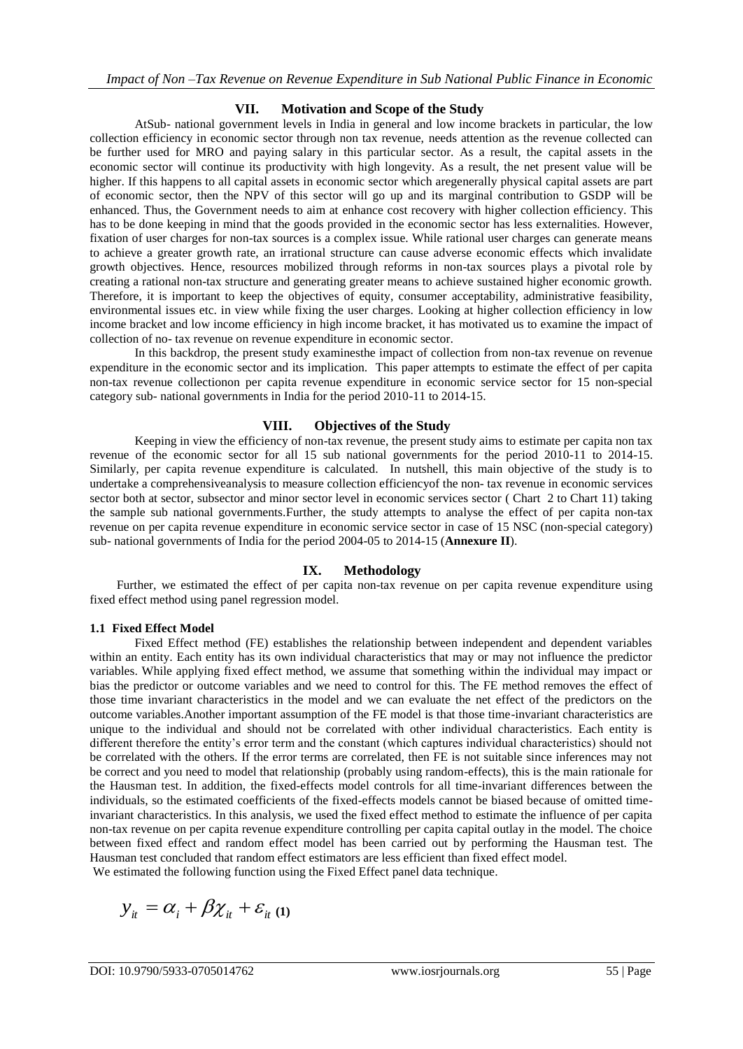## VII. Motivation and Scope of the Study

AtSub- national government levels in India in general and low income brackets in particular, the low collection efficiency in economic sector through non tax revenue, needs attention as the revenue collected can be further used for MRO and paying salary in this particular sector. As a result, the capital assets in the economic sector will continue its productivity with high longevity. As a result, the net present value will be higher. If this happens to all capital assets in economic sector which aregenerally physical capital assets are part of economic sector, then the NPV of this sector will go up and its marginal contribution to GSDP will be enhanced. Thus, the Government needs to aim at enhance cost recovery with higher collection efficiency. This has to be done keeping in mind that the goods provided in the economic sector has less externalities. However, fixation of user charges for non-tax sources is a complex issue. While rational user charges can generate means to achieve a greater growth rate, an irrational structure can cause adverse economic effects which invalidate growth objectives. Hence, resources mobilized through reforms in non-tax sources plays a pivotal role by creating a rational non-tax structure and generating greater means to achieve sustained higher economic growth. Therefore, it is important to keep the objectives of equity, consumer acceptability, administrative feasibility, environmental issues etc. in view while fixing the user charges. Looking at higher collection efficiency in low income bracket and low income efficiency in high income bracket, it has motivated us to examine the impact of collection of no- tax revenue on revenue expenditure in economic sector.

In this backdrop, the present study examinesthe impact of collection from non-tax revenue on revenue expenditure in the economic sector and its implication. This paper attempts to estimate the effect of per capita non-tax revenue collectionon per capita revenue expenditure in economic service sector for 15 non-special category sub- national governments in India for the period 2010-11 to 2014-15.

## VIII. Objectives of the Study

Keeping in view the efficiency of non-tax revenue, the present study aims to estimate per capita non tax revenue of the economic sector for all 15 sub national governments for the period 2010-11 to 2014-15. Similarly, per capita revenue expenditure is calculated. In nutshell, this main objective of the study is to undertake a comprehensiveanalysis to measure collection efficiencyof the non- tax revenue in economic services sector both at sector, subsector and minor sector level in economic services sector ( Chart 2 to Chart 11) taking the sample sub national governments.Further, the study attempts to analyse the effect of per capita non-tax revenue on per capita revenue expenditure in economic service sector in case of 15 NSC (non-special category) sub- national governments of India for the period 2004-05 to 2014-15 (**Annexure II**).

## IX. Methodology

Further, we estimated the effect of per capita non-tax revenue on per capita revenue expenditure using fixed effect method using panel regression model.

### 1.1 Fixed Effect Model

Fixed Effect method (FE) establishes the relationship between independent and dependent variables within an entity. Each entity has its own individual characteristics that may or may not influence the predictor variables. While applying fixed effect method, we assume that something within the individual may impact or bias the predictor or outcome variables and we need to control for this. The FE method removes the effect of those time invariant characteristics in the model and we can evaluate the net effect of the predictors on the outcome variables.Another important assumption of the FE model is that those time-invariant characteristics are unique to the individual and should not be correlated with other individual characteristics. Each entity is different therefore the entity's error term and the constant (which captures individual characteristics) should not be correlated with the others. If the error terms are correlated, then FE is not suitable since inferences may not be correct and you need to model that relationship (probably using random-effects), this is the main rationale for the Hausman test. In addition, the fixed-effects model controls for all time-invariant differences between the individuals, so the estimated coefficients of the fixed-effects models cannot be biased because of omitted time-invariant characteristics. In this analysis, we used the fixed effect method to estimate the influence of per capita non-tax revenue on per capita revenue expenditure controlling per capita capital outlay in the model. The choice between fixed effect and random effect model has been carried out by performing the Hausman test. The Hausman test concluded that random effect estimators are less efficient than fixed effect model.

We estimated the following function using the Fixed Effect panel data technique.

$$y_{it} = \alpha_i + \beta\chi_{it} + \varepsilon_{it} \quad \textbf{(1)}$$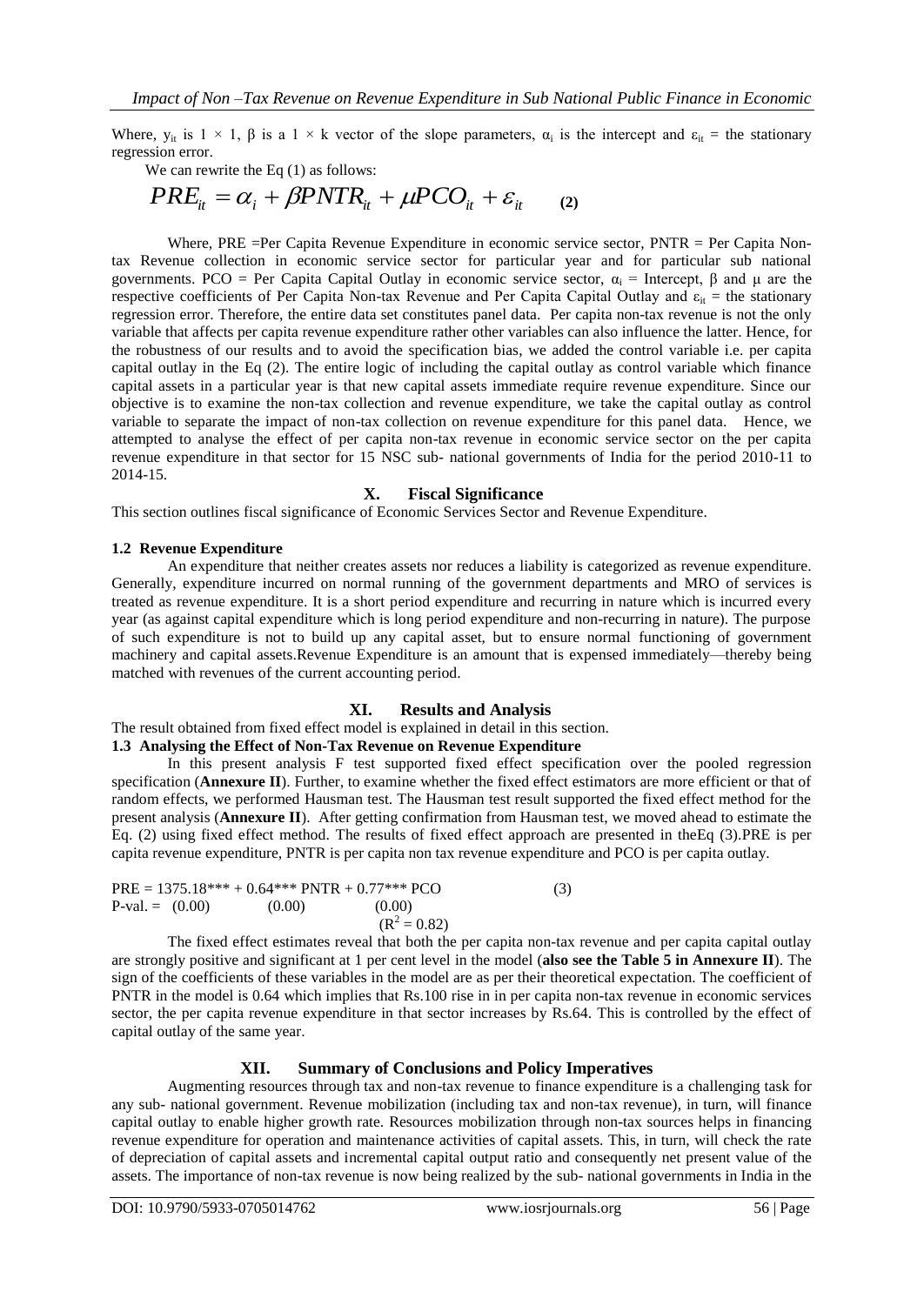Where, $y_{it}$ is $1 \times 1$, $\beta$ is a $1 \times k$ vector of the slope parameters, $\alpha_i$ is the intercept and $\varepsilon_{it}$ = the stationary regression error.

We can rewrite the Eq (1) as follows:

$$PRE_{it} = \alpha_i + \beta PNTR_{it} + \mu PCO_{it} + \varepsilon_{it} \qquad \textbf{(2)}$$

Where, PRE =Per Capita Revenue Expenditure in economic service sector, PNTR = Per Capita Non-tax Revenue collection in economic service sector for particular year and for particular sub national governments. PCO = Per Capita Capital Outlay in economic service sector, $\alpha_i$ = Intercept, $\beta$ and $\mu$ are the respective coefficients of Per Capita Non-tax Revenue and Per Capita Capital Outlay and $\varepsilon_{it}$ = the stationary regression error. Therefore, the entire data set constitutes panel data. Per capita non-tax revenue is not the only variable that affects per capita revenue expenditure rather other variables can also influence the latter. Hence, for the robustness of our results and to avoid the specification bias, we added the control variable i.e. per capita capital outlay in the Eq (2). The entire logic of including the capital outlay as control variable which finance capital assets in a particular year is that new capital assets immediate require revenue expenditure. Since our objective is to examine the non-tax collection and revenue expenditure, we take the capital outlay as control variable to separate the impact of non-tax collection on revenue expenditure for this panel data. Hence, we attempted to analyse the effect of per capita non-tax revenue in economic service sector on the per capita revenue expenditure in that sector for 15 NSC sub- national governments of India for the period 2010-11 to 2014-15.

## X. Fiscal Significance

This section outlines fiscal significance of Economic Services Sector and Revenue Expenditure.

### 1.2 Revenue Expenditure

An expenditure that neither creates assets nor reduces a liability is categorized as revenue expenditure. Generally, expenditure incurred on normal running of the government departments and MRO of services is treated as revenue expenditure. It is a short period expenditure and recurring in nature which is incurred every year (as against capital expenditure which is long period expenditure and non-recurring in nature). The purpose of such expenditure is not to build up any capital asset, but to ensure normal functioning of government machinery and capital assets.Revenue Expenditure is an amount that is expensed immediately—thereby being matched with revenues of the current accounting period.

## XI. Results and Analysis

The result obtained from fixed effect model is explained in detail in this section.

### 1.3 Analysing the Effect of Non-Tax Revenue on Revenue Expenditure

In this present analysis F test supported fixed effect specification over the pooled regression specification (**Annexure II**). Further, to examine whether the fixed effect estimators are more efficient or that of random effects, we performed Hausman test. The Hausman test result supported the fixed effect method for the present analysis (**Annexure II**). After getting confirmation from Hausman test, we moved ahead to estimate the Eq. (2) using fixed effect method. The results of fixed effect approach are presented in theEq (3).PRE is per capita revenue expenditure, PNTR is per capita non tax revenue expenditure and PCO is per capita outlay.

$$PRE = 1375.18^{***} + 0.64^{***}\ PNTR + 0.77^{***}\ PCO \qquad (3)$$

P-val. = (0.00) (0.00) (0.00)

($R^2 = 0.82$)

The fixed effect estimates reveal that both the per capita non-tax revenue and per capita capital outlay are strongly positive and significant at 1 per cent level in the model (**also see the Table 5 in Annexure II**). The sign of the coefficients of these variables in the model are as per their theoretical expectation. The coefficient of PNTR in the model is 0.64 which implies that Rs.100 rise in in per capita non-tax revenue in economic services sector, the per capita revenue expenditure in that sector increases by Rs.64. This is controlled by the effect of capital outlay of the same year.

## XII. Summary of Conclusions and Policy Imperatives

Augmenting resources through tax and non-tax revenue to finance expenditure is a challenging task for any sub- national government. Revenue mobilization (including tax and non-tax revenue), in turn, will finance capital outlay to enable higher growth rate. Resources mobilization through non-tax sources helps in financing revenue expenditure for operation and maintenance activities of capital assets. This, in turn, will check the rate of depreciation of capital assets and incremental capital output ratio and consequently net present value of the assets. The importance of non-tax revenue is now being realized by the sub- national governments in India in the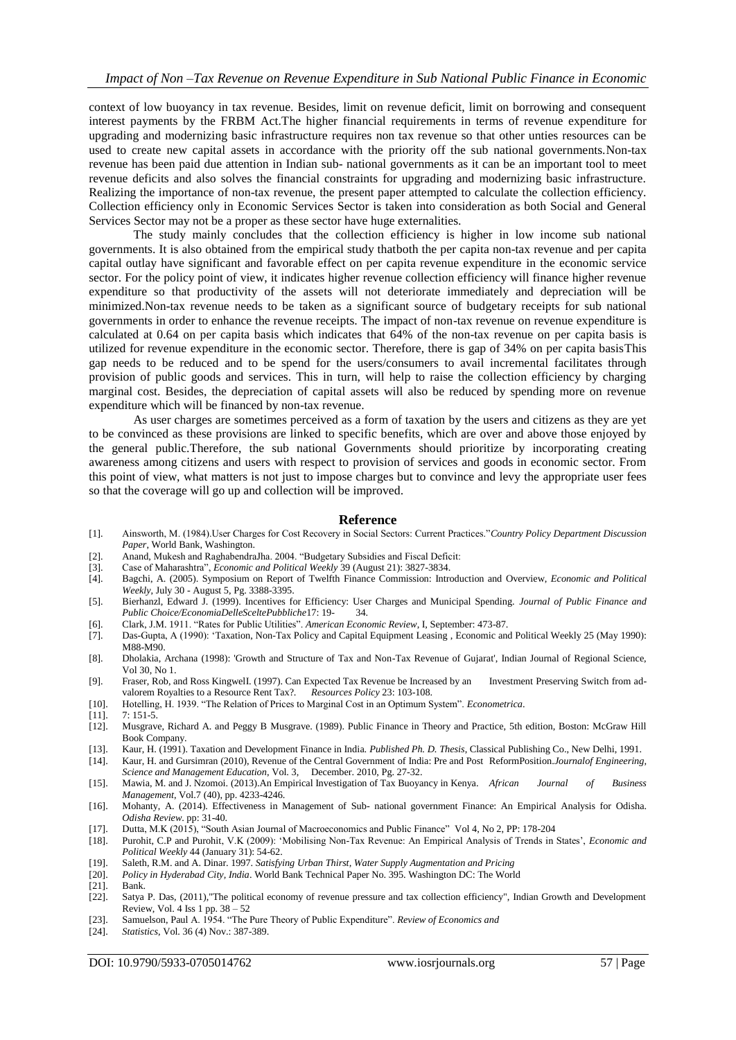context of low buoyancy in tax revenue. Besides, limit on revenue deficit, limit on borrowing and consequent interest payments by the FRBM Act.The higher financial requirements in terms of revenue expenditure for upgrading and modernizing basic infrastructure requires non tax revenue so that other unties resources can be used to create new capital assets in accordance with the priority off the sub national governments.Non-tax revenue has been paid due attention in Indian sub- national governments as it can be an important tool to meet revenue deficits and also solves the financial constraints for upgrading and modernizing basic infrastructure. Realizing the importance of non-tax revenue, the present paper attempted to calculate the collection efficiency. Collection efficiency only in Economic Services Sector is taken into consideration as both Social and General Services Sector may not be a proper as these sector have huge externalities.

The study mainly concludes that the collection efficiency is higher in low income sub national governments. It is also obtained from the empirical study thatboth the per capita non-tax revenue and per capita capital outlay have significant and favorable effect on per capita revenue expenditure in the economic service sector. For the policy point of view, it indicates higher revenue collection efficiency will finance higher revenue expenditure so that productivity of the assets will not deteriorate immediately and depreciation will be minimized.Non-tax revenue needs to be taken as a significant source of budgetary receipts for sub national governments in order to enhance the revenue receipts. The impact of non-tax revenue on revenue expenditure is calculated at 0.64 on per capita basis which indicates that 64% of the non-tax revenue on per capita basis is utilized for revenue expenditure in the economic sector. Therefore, there is gap of 34% on per capita basisThis gap needs to be reduced and to be spend for the users/consumers to avail incremental facilitates through provision of public goods and services. This in turn, will help to raise the collection efficiency by charging marginal cost. Besides, the depreciation of capital assets will also be reduced by spending more on revenue expenditure which will be financed by non-tax revenue.

As user charges are sometimes perceived as a form of taxation by the users and citizens as they are yet to be convinced as these provisions are linked to specific benefits, which are over and above those enjoyed by the general public.Therefore, the sub national Governments should prioritize by incorporating creating awareness among citizens and users with respect to provision of services and goods in economic sector. From this point of view, what matters is not just to impose charges but to convince and levy the appropriate user fees so that the coverage will go up and collection will be improved.

## Reference

[1]. Ainsworth, M. (1984).User Charges for Cost Recovery in Social Sectors: Current Practices."*Country Policy Department Discussion Paper*, World Bank, Washington.
[2]. Anand, Mukesh and RaghabendraJha. 2004. "Budgetary Subsidies and Fiscal Deficit:
[3]. Case of Maharashtra", *Economic and Political Weekly* 39 (August 21): 3827-3834.
[4]. Bagchi, A. (2005). Symposium on Report of Twelfth Finance Commission: Introduction and Overview, *Economic and Political Weekly*, July 30 - August 5, Pg. 3388-3395.
[5]. Bierhanzl, Edward J. (1999). Incentives for Efficiency: User Charges and Municipal Spending. *Journal of Public Finance and Public Choice/EconomiaDelleSceltePubbliche*17: 19- 34.
[6]. Clark, J.M. 1911. "Rates for Public Utilities". *American Economic Review*, I, September: 473-87.
[7]. Das-Gupta, A (1990): 'Taxation, Non-Tax Policy and Capital Equipment Leasing , Economic and Political Weekly 25 (May 1990): M88-M90.
[8]. Dholakia, Archana (1998): 'Growth and Structure of Tax and Non-Tax Revenue of Gujarat', Indian Journal of Regional Science, Vol 30, No 1.
[9]. Fraser, Rob, and Ross Kingwell. (1997). Can Expected Tax Revenue be Increased by an Investment Preserving Switch from ad-valorem Royalties to a Resource Rent Tax?. *Resources Policy* 23: 103-108.
[10]. Hotelling, H. 1939. "The Relation of Prices to Marginal Cost in an Optimum System". *Econometrica*.
[11]. 7: 151-5.
[12]. Musgrave, Richard A. and Peggy B Musgrave. (1989). Public Finance in Theory and Practice, 5th edition, Boston: McGraw Hill Book Company.
[13]. Kaur, H. (1991). Taxation and Development Finance in India. *Published Ph. D. Thesis*, Classical Publishing Co., New Delhi, 1991.
[14]. Kaur, H. and Gursimran (2010), Revenue of the Central Government of India: Pre and Post ReformPosition.*Journalof Engineering, Science and Management Education*, Vol. 3, December. 2010, Pg. 27-32.
[15]. Mawia, M. and J. Nzomoi. (2013).An Empirical Investigation of Tax Buoyancy in Kenya. *African Journal of Business Management*, Vol.7 (40), pp. 4233-4246.
[16]. Mohanty, A. (2014). Effectiveness in Management of Sub- national government Finance: An Empirical Analysis for Odisha. *Odisha Review*. pp: 31-40.
[17]. Dutta, M.K (2015), "South Asian Journal of Macroeconomics and Public Finance" Vol 4, No 2, PP: 178-204
[18]. Purohit, C.P and Purohit, V.K (2009): 'Mobilising Non-Tax Revenue: An Empirical Analysis of Trends in States', *Economic and Political Weekly* 44 (January 31): 54-62.
[19]. Saleth, R.M. and A. Dinar. 1997. *Satisfying Urban Thirst, Water Supply Augmentation and Pricing*
[20]. *Policy in Hyderabad City, India*. World Bank Technical Paper No. 395. Washington DC: The World
[21]. Bank.
[22]. Satya P. Das, (2011),"The political economy of revenue pressure and tax collection efficiency", Indian Growth and Development Review, Vol. 4 Iss 1 pp. 38 – 52
[23]. Samuelson, Paul A. 1954. "The Pure Theory of Public Expenditure". *Review of Economics and*
[24]. *Statistics*, Vol. 36 (4) Nov.: 387-389.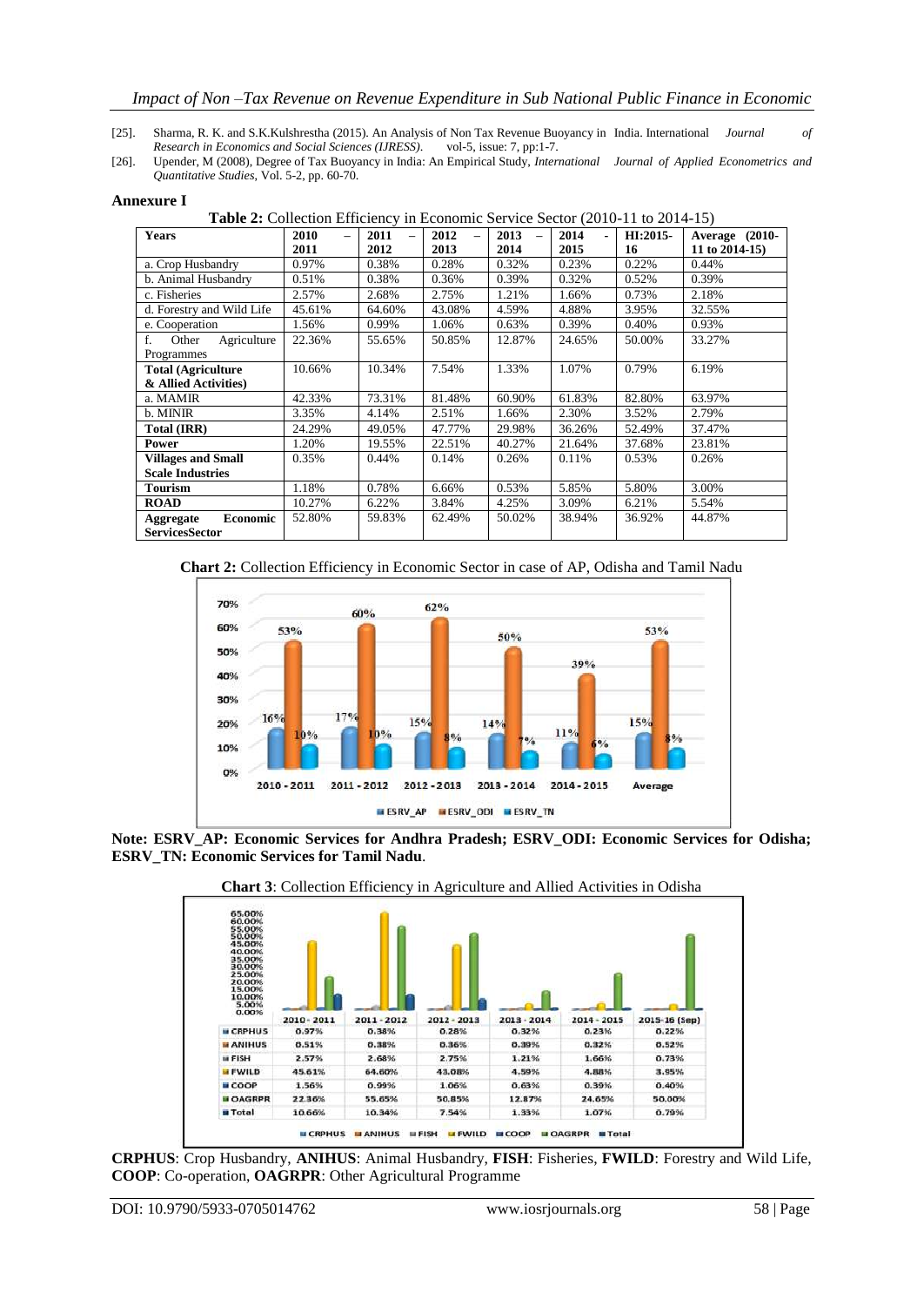[25]. Sharma, R. K. and S.K.Kulshrestha (2015). An Analysis of Non Tax Revenue Buoyancy in India. International *Journal of Research in Economics and Social Sciences (IJRESS)*. vol-5, issue: 7, pp:1-7.

[26]. Upender, M (2008), Degree of Tax Buoyancy in India: An Empirical Study, *International Journal of Applied Econometrics and Quantitative Studies*, Vol. 5-2, pp. 60-70.

## Annexure I

**Table 2:** Collection Efficiency in Economic Service Sector (2010-11 to 2014-15)

| Years | 2010 – 2011 | 2011 – 2012 | 2012 – 2013 | 2013 – 2014 | 2014 - 2015 | HI:2015-16 | Average (2010-11 to 2014-15) |
|---|---|---|---|---|---|---|---|
| a. Crop Husbandry | 0.97% | 0.38% | 0.28% | 0.32% | 0.23% | 0.22% | 0.44% |
| b. Animal Husbandry | 0.51% | 0.38% | 0.36% | 0.39% | 0.32% | 0.52% | 0.39% |
| c. Fisheries | 2.57% | 2.68% | 2.75% | 1.21% | 1.66% | 0.73% | 2.18% |
| d. Forestry and Wild Life | 45.61% | 64.60% | 43.08% | 4.59% | 4.88% | 3.95% | 32.55% |
| e. Cooperation | 1.56% | 0.99% | 1.06% | 0.63% | 0.39% | 0.40% | 0.93% |
| f. Other Agriculture Programmes | 22.36% | 55.65% | 50.85% | 12.87% | 24.65% | 50.00% | 33.27% |
| **Total (Agriculture & Allied Activities)** | 10.66% | 10.34% | 7.54% | 1.33% | 1.07% | 0.79% | 6.19% |
| a. MAMIR | 42.33% | 73.31% | 81.48% | 60.90% | 61.83% | 82.80% | 63.97% |
| b. MINIR | 3.35% | 4.14% | 2.51% | 1.66% | 2.30% | 3.52% | 2.79% |
| **Total (IRR)** | 24.29% | 49.05% | 47.77% | 29.98% | 36.26% | 52.49% | 37.47% |
| **Power** | 1.20% | 19.55% | 22.51% | 40.27% | 21.64% | 37.68% | 23.81% |
| **Villages and Small Scale Industries** | 0.35% | 0.44% | 0.14% | 0.26% | 0.11% | 0.53% | 0.26% |
| **Tourism** | 1.18% | 0.78% | 6.66% | 0.53% | 5.85% | 5.80% | 3.00% |
| **ROAD** | 10.27% | 6.22% | 3.84% | 4.25% | 3.09% | 6.21% | 5.54% |
| **Aggregate Economic ServicesSector** | 52.80% | 59.83% | 62.49% | 50.02% | 38.94% | 36.92% | 44.87% |

**Chart 2:** Collection Efficiency in Economic Sector in case of AP, Odisha and Tamil Nadu

**Note: ESRV_AP: Economic Services for Andhra Pradesh; ESRV_ODI: Economic Services for Odisha; ESRV_TN: Economic Services for Tamil Nadu**.

**Chart 3**: Collection Efficiency in Agriculture and Allied Activities in Odisha

| | 2010 - 2011 | 2011 - 2012 | 2012 - 2013 | 2013 - 2014 | 2014 - 2015 | 2015-16 (Sep) |
|---|---|---|---|---|---|---|
| CRPHUS | 0.97% | 0.38% | 0.28% | 0.32% | 0.23% | 0.22% |
| ANIHUS | 0.51% | 0.38% | 0.36% | 0.39% | 0.32% | 0.52% |
| FISH | 2.57% | 2.68% | 2.75% | 1.21% | 1.66% | 0.73% |
| FWILD | 45.61% | 64.60% | 43.08% | 4.59% | 4.88% | 3.95% |
| COOP | 1.56% | 0.99% | 1.06% | 0.63% | 0.39% | 0.40% |
| OAGRPR | 22.36% | 55.65% | 50.85% | 12.87% | 24.65% | 50.00% |
| Total | 10.66% | 10.34% | 7.54% | 1.33% | 1.07% | 0.79% |

**CRPHUS**: Crop Husbandry, **ANIHUS**: Animal Husbandry, **FISH**: Fisheries, **FWILD**: Forestry and Wild Life, **COOP**: Co-operation, **OAGRPR**: Other Agricultural Programme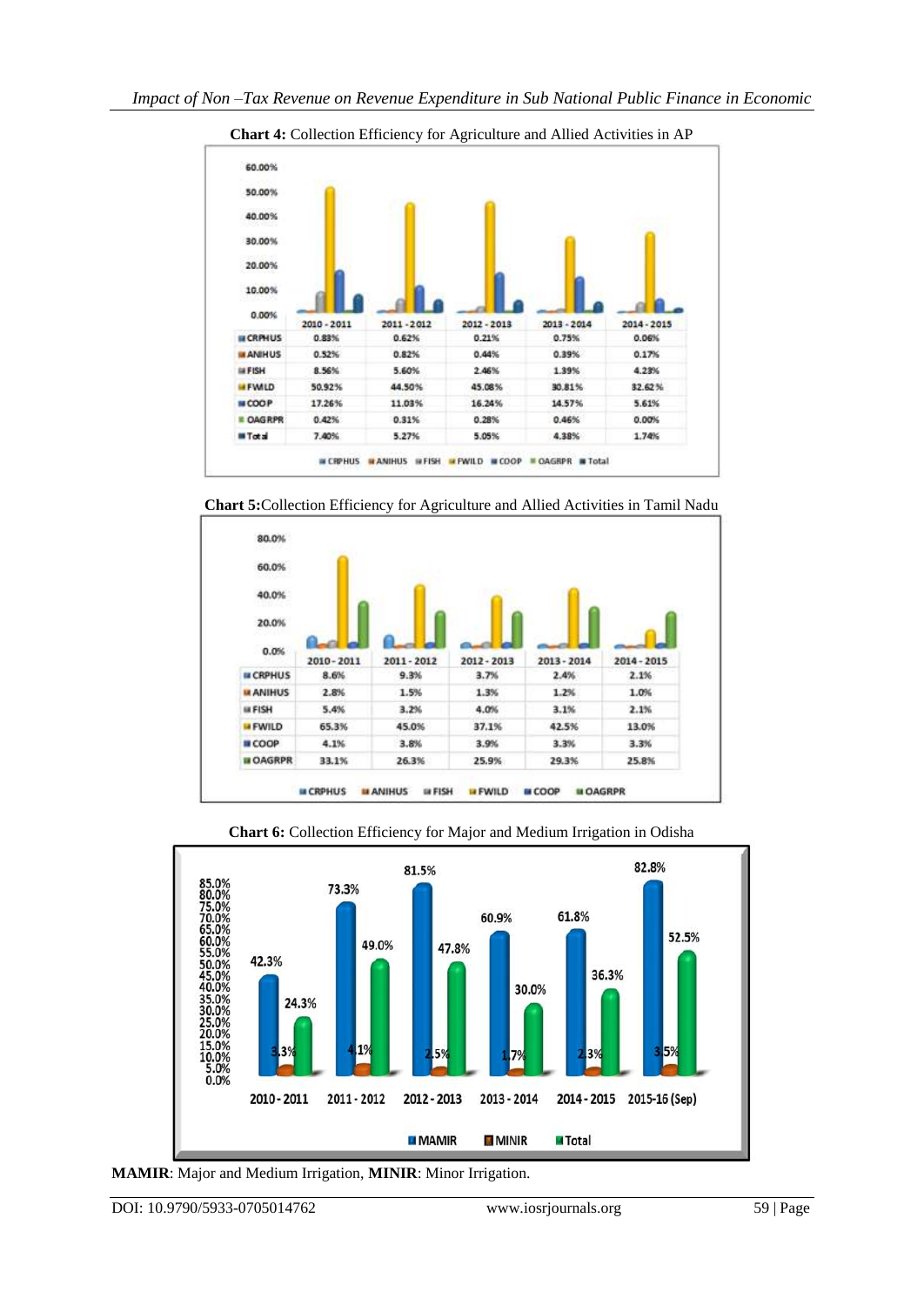**Chart 4:** Collection Efficiency for Agriculture and Allied Activities in AP

| | 2010 - 2011 | 2011 - 2012 | 2012 - 2013 | 2013 - 2014 | 2014 - 2015 |
|---|---|---|---|---|---|
| CRPHUS | 0.83% | 0.62% | 0.21% | 0.75% | 0.06% |
| ANIHUS | 0.52% | 0.82% | 0.44% | 0.39% | 0.17% |
| FISH | 8.56% | 5.60% | 2.46% | 1.39% | 4.23% |
| FWILD | 50.92% | 44.50% | 45.08% | 30.81% | 32.62% |
| COOP | 17.26% | 11.03% | 16.24% | 14.57% | 5.61% |
| OAGRPR | 0.42% | 0.31% | 0.28% | 0.46% | 0.00% |
| Total | 7.40% | 5.27% | 5.05% | 4.38% | 1.74% |

**Chart 5:** Collection Efficiency for Agriculture and Allied Activities in Tamil Nadu

| | 2010 - 2011 | 2011 - 2012 | 2012 - 2013 | 2013 - 2014 | 2014 - 2015 |
|---|---|---|---|---|---|
| CRPHUS | 8.6% | 9.3% | 3.7% | 2.4% | 2.1% |
| ANIHUS | 2.8% | 1.5% | 1.3% | 1.2% | 1.0% |
| FISH | 5.4% | 3.2% | 4.0% | 3.1% | 2.1% |
| FWILD | 65.3% | 45.0% | 37.1% | 42.5% | 13.0% |
| COOP | 4.1% | 3.8% | 3.9% | 3.3% | 3.3% |
| OAGRPR | 33.1% | 26.3% | 25.9% | 29.3% | 25.8% |

**Chart 6:** Collection Efficiency for Major and Medium Irrigation in Odisha

| | 2010 - 2011 | 2011 - 2012 | 2012 - 2013 | 2013 - 2014 | 2014 - 2015 | 2015-16 (Sep) |
|---|---|---|---|---|---|---|
| MAMIR | 42.3% | 73.3% | 81.5% | 60.9% | 61.8% | 82.8% |
| MINIR | 3.3% | 4.1% | 2.5% | 1.7% | 2.3% | 3.5% |
| Total | 24.3% | 49.0% | 47.8% | 30.0% | 36.3% | 52.5% |

**MAMIR**: Major and Medium Irrigation, **MINIR**: Minor Irrigation.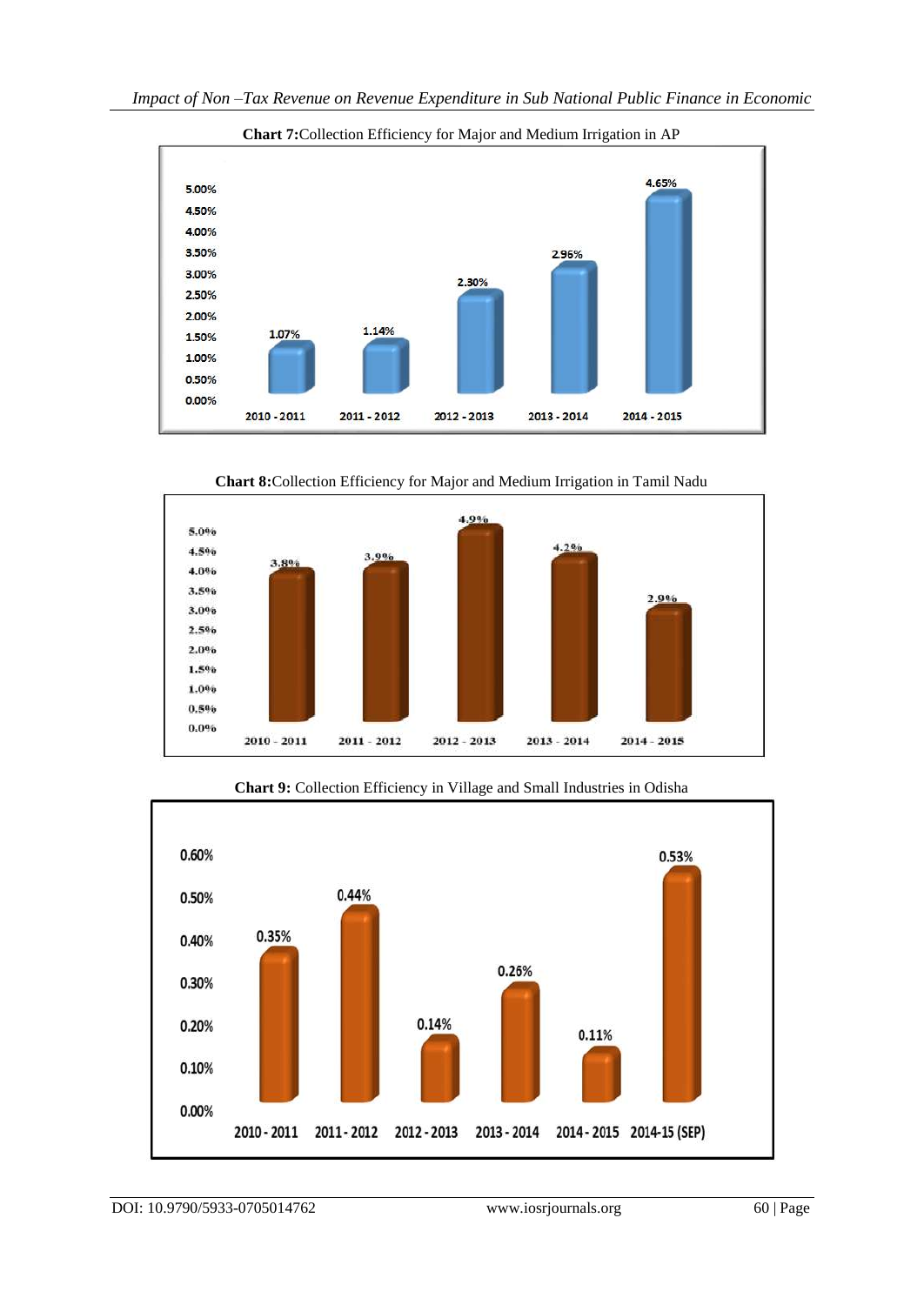**Chart 7:**Collection Efficiency for Major and Medium Irrigation in AP

| Year | Collection Efficiency |
|---|---|
| 2010 - 2011 | 1.07% |
| 2011 - 2012 | 1.14% |
| 2012 - 2013 | 2.30% |
| 2013 - 2014 | 2.96% |
| 2014 - 2015 | 4.65% |

**Chart 8:**Collection Efficiency for Major and Medium Irrigation in Tamil Nadu

| Year | Collection Efficiency |
|---|---|
| 2010 - 2011 | 3.8% |
| 2011 - 2012 | 3.9% |
| 2012 - 2013 | 4.9% |
| 2013 - 2014 | 4.2% |
| 2014 - 2015 | 2.9% |

**Chart 9:** Collection Efficiency in Village and Small Industries in Odisha

| Year | Collection Efficiency |
|---|---|
| 2010 - 2011 | 0.35% |
| 2011 - 2012 | 0.44% |
| 2012 - 2013 | 0.14% |
| 2013 - 2014 | 0.26% |
| 2014 - 2015 | 0.11% |
| 2014-15 (SEP) | 0.53% |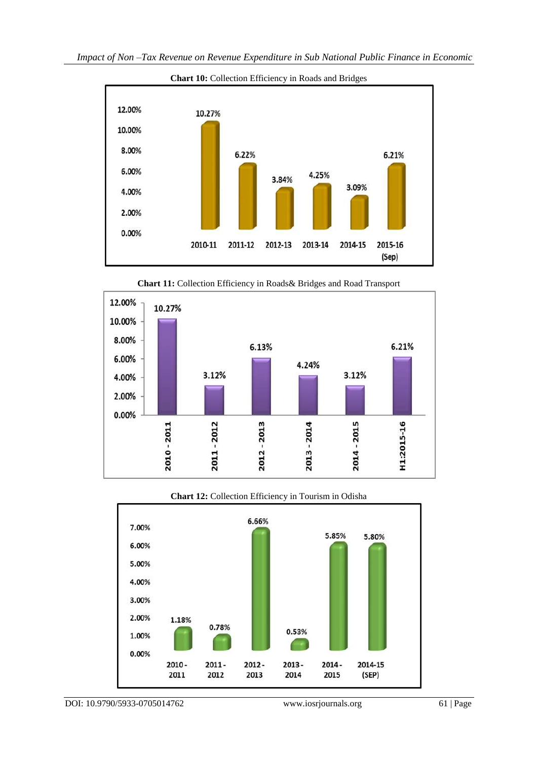**Chart 10:** Collection Efficiency in Roads and Bridges

| Year | Collection Efficiency |
|---|---|
| 2010-11 | 10.27% |
| 2011-12 | 6.22% |
| 2012-13 | 3.84% |
| 2013-14 | 4.25% |
| 2014-15 | 3.09% |
| 2015-16 (Sep) | 6.21% |

**Chart 11:** Collection Efficiency in Roads& Bridges and Road Transport

| Year | Collection Efficiency |
|---|---|
| 2010 - 2011 | 10.27% |
| 2011 - 2012 | 3.12% |
| 2012 - 2013 | 6.13% |
| 2013 - 2014 | 4.24% |
| 2014 - 2015 | 3.12% |
| H1:2015-16 | 6.21% |

**Chart 12:** Collection Efficiency in Tourism in Odisha

| Year | Collection Efficiency |
|---|---|
| 2010 - 2011 | 1.18% |
| 2011 - 2012 | 0.78% |
| 2012 - 2013 | 6.66% |
| 2013 - 2014 | 0.53% |
| 2014 - 2015 | 5.85% |
| 2014-15 (SEP) | 5.80% |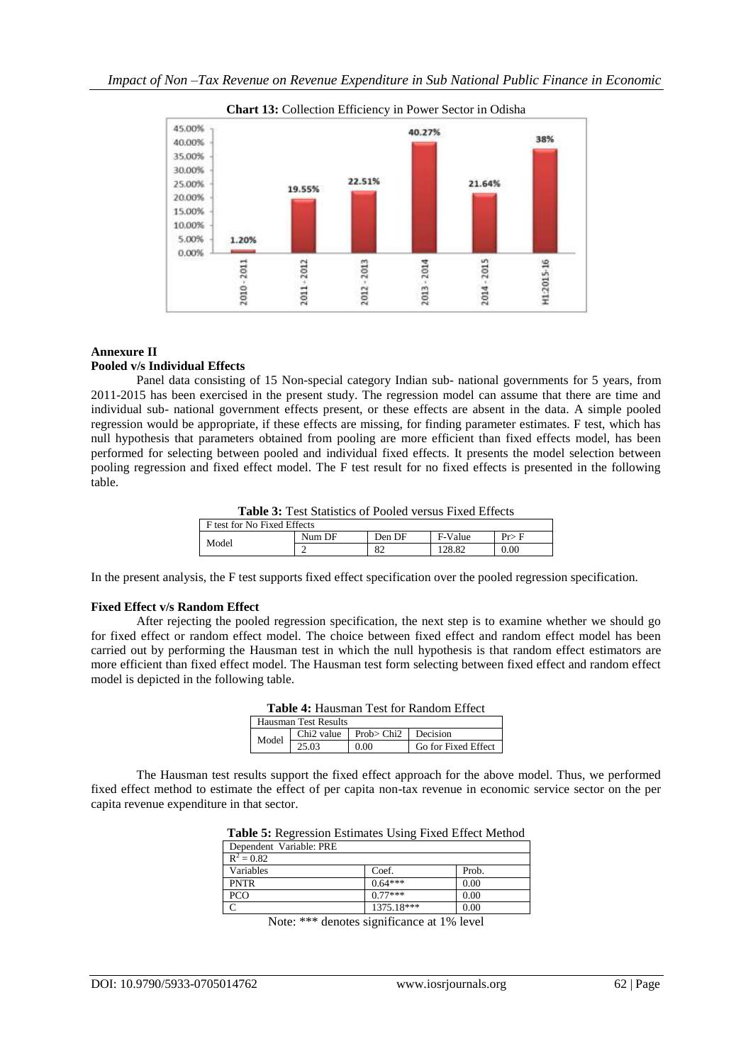**Chart 13:** Collection Efficiency in Power Sector in Odisha

45.00%
40.00%
35.00%
30.00%
25.00%
20.00%
15.00%
10.00%
5.00%
0.00%

1.20%
19.55%
22.51%
40.27%
21.64%
38%

2010 - 2011
2011 - 2012
2012 - 2013
2013 - 2014
2014 - 2015
H1:2015-16

## Annexure II

### Pooled v/s Individual Effects

Panel data consisting of 15 Non-special category Indian sub- national governments for 5 years, from 2011-2015 has been exercised in the present study. The regression model can assume that there are time and individual sub- national government effects present, or these effects are absent in the data. A simple pooled regression would be appropriate, if these effects are missing, for finding parameter estimates. F test, which has null hypothesis that parameters obtained from pooling are more efficient than fixed effects model, has been performed for selecting between pooled and individual fixed effects. It presents the model selection between pooling regression and fixed effect model. The F test result for no fixed effects is presented in the following table.

**Table 3:** Test Statistics of Pooled versus Fixed Effects

| F test for No Fixed Effects | | | | |
|---|---|---|---|---|
| Model | Num DF | Den DF | F-Value | Pr> F |
| | 2 | 82 | 128.82 | 0.00 |

In the present analysis, the F test supports fixed effect specification over the pooled regression specification.

### Fixed Effect v/s Random Effect

After rejecting the pooled regression specification, the next step is to examine whether we should go for fixed effect or random effect model. The choice between fixed effect and random effect model has been carried out by performing the Hausman test in which the null hypothesis is that random effect estimators are more efficient than fixed effect model. The Hausman test form selecting between fixed effect and random effect model is depicted in the following table.

**Table 4:** Hausman Test for Random Effect

| Hausman Test Results | | | |
|---|---|---|---|
| Model | Chi2 value | Prob> Chi2 | Decision |
| | 25.03 | 0.00 | Go for Fixed Effect |

The Hausman test results support the fixed effect approach for the above model. Thus, we performed fixed effect method to estimate the effect of per capita non-tax revenue in economic service sector on the per capita revenue expenditure in that sector.

**Table 5:** Regression Estimates Using Fixed Effect Method

| Dependent Variable: PRE | | |
|---|---|---|
| $R^2 = 0.82$ | | |
| Variables | Coef. | Prob. |
| PNTR | 0.64*** | 0.00 |
| PCO | 0.77*** | 0.00 |
| C | 1375.18*** | 0.00 |

Note: *** denotes significance at 1% level